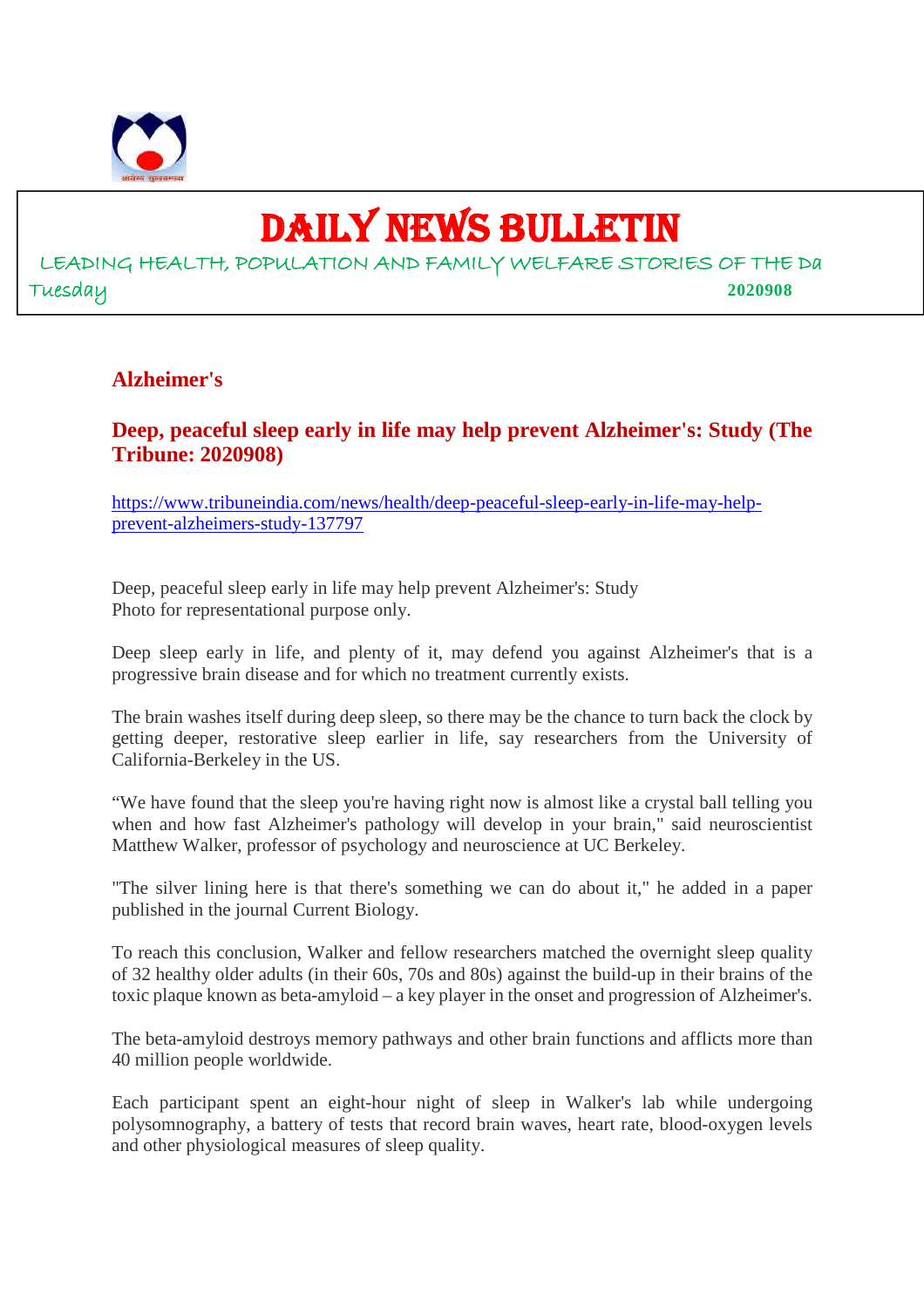# DAILY NEWS BULLETIN

LEADING HEALTH, POPULATION AND FAMILY WELFARE STORIES OF THE Da

Tuesday **2020908**

## Alzheimer's

### Deep, peaceful sleep early in life may help prevent Alzheimer's: Study (The Tribune: 2020908)

https://www.tribuneindia.com/news/health/deep-peaceful-sleep-early-in-life-may-help-prevent-alzheimers-study-137797

Deep, peaceful sleep early in life may help prevent Alzheimer's: Study
Photo for representational purpose only.

Deep sleep early in life, and plenty of it, may defend you against Alzheimer's that is a progressive brain disease and for which no treatment currently exists.

The brain washes itself during deep sleep, so there may be the chance to turn back the clock by getting deeper, restorative sleep earlier in life, say researchers from the University of California-Berkeley in the US.

"We have found that the sleep you're having right now is almost like a crystal ball telling you when and how fast Alzheimer's pathology will develop in your brain," said neuroscientist Matthew Walker, professor of psychology and neuroscience at UC Berkeley.

"The silver lining here is that there's something we can do about it," he added in a paper published in the journal Current Biology.

To reach this conclusion, Walker and fellow researchers matched the overnight sleep quality of 32 healthy older adults (in their 60s, 70s and 80s) against the build-up in their brains of the toxic plaque known as beta-amyloid – a key player in the onset and progression of Alzheimer's.

The beta-amyloid destroys memory pathways and other brain functions and afflicts more than 40 million people worldwide.

Each participant spent an eight-hour night of sleep in Walker's lab while undergoing polysomnography, a battery of tests that record brain waves, heart rate, blood-oxygen levels and other physiological measures of sleep quality.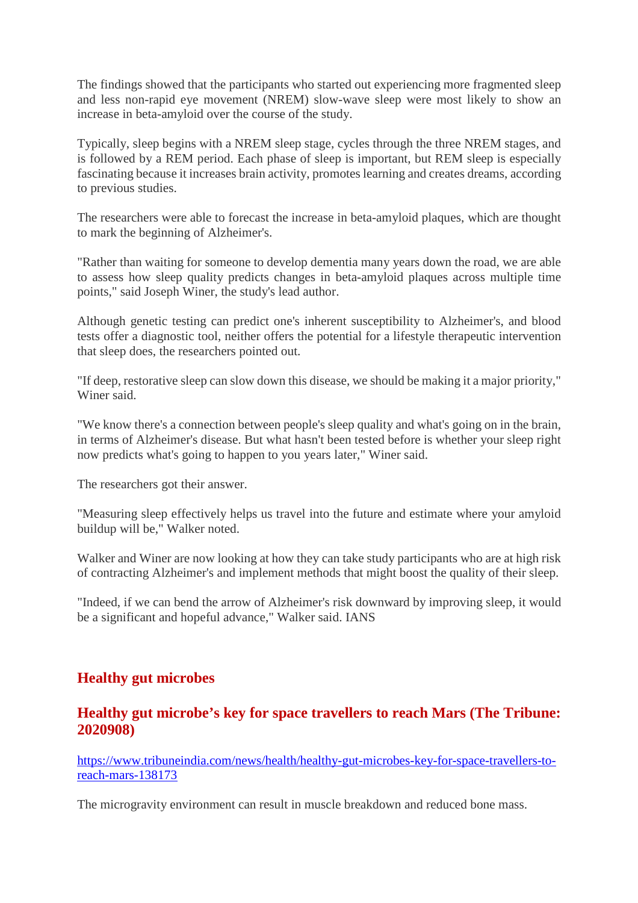The findings showed that the participants who started out experiencing more fragmented sleep and less non-rapid eye movement (NREM) slow-wave sleep were most likely to show an increase in beta-amyloid over the course of the study.

Typically, sleep begins with a NREM sleep stage, cycles through the three NREM stages, and is followed by a REM period. Each phase of sleep is important, but REM sleep is especially fascinating because it increases brain activity, promotes learning and creates dreams, according to previous studies.

The researchers were able to forecast the increase in beta-amyloid plaques, which are thought to mark the beginning of Alzheimer's.

"Rather than waiting for someone to develop dementia many years down the road, we are able to assess how sleep quality predicts changes in beta-amyloid plaques across multiple time points," said Joseph Winer, the study's lead author.

Although genetic testing can predict one's inherent susceptibility to Alzheimer's, and blood tests offer a diagnostic tool, neither offers the potential for a lifestyle therapeutic intervention that sleep does, the researchers pointed out.

"If deep, restorative sleep can slow down this disease, we should be making it a major priority," Winer said.

"We know there's a connection between people's sleep quality and what's going on in the brain, in terms of Alzheimer's disease. But what hasn't been tested before is whether your sleep right now predicts what's going to happen to you years later," Winer said.

The researchers got their answer.

"Measuring sleep effectively helps us travel into the future and estimate where your amyloid buildup will be," Walker noted.

Walker and Winer are now looking at how they can take study participants who are at high risk of contracting Alzheimer's and implement methods that might boost the quality of their sleep.

"Indeed, if we can bend the arrow of Alzheimer's risk downward by improving sleep, it would be a significant and hopeful advance," Walker said. IANS

## Healthy gut microbes

### Healthy gut microbe's key for space travellers to reach Mars (The Tribune: 2020908)

https://www.tribuneindia.com/news/health/healthy-gut-microbes-key-for-space-travellers-to-reach-mars-138173

The microgravity environment can result in muscle breakdown and reduced bone mass.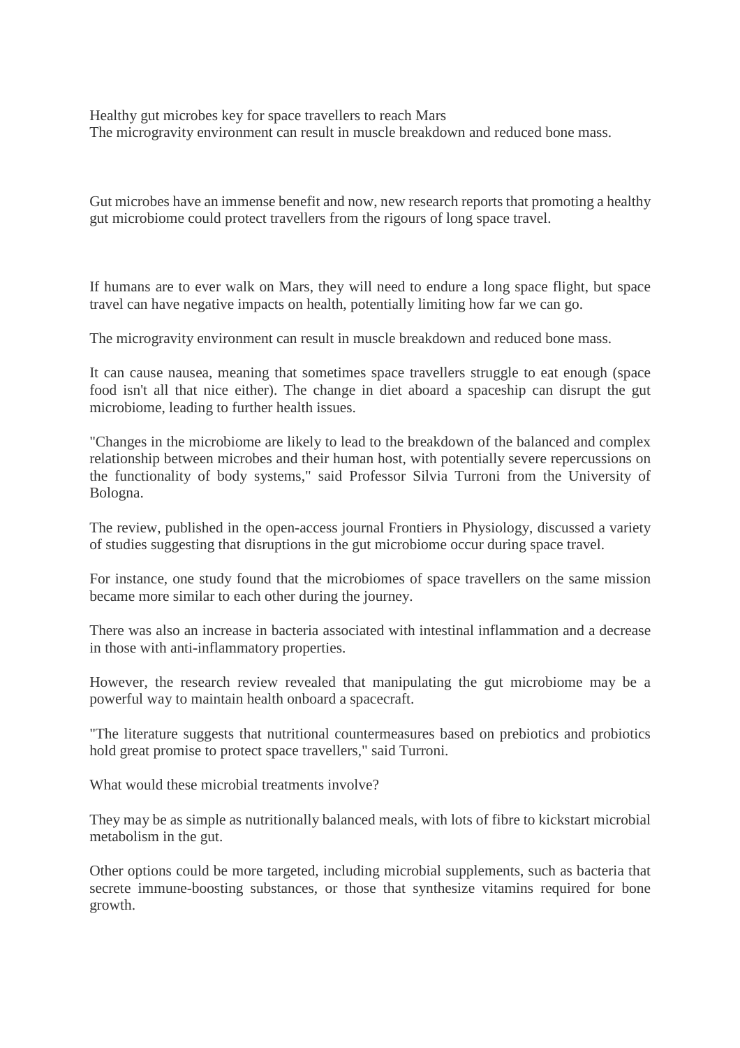# Healthy gut microbes key for space travellers to reach Mars

The microgravity environment can result in muscle breakdown and reduced bone mass.

Gut microbes have an immense benefit and now, new research reports that promoting a healthy gut microbiome could protect travellers from the rigours of long space travel.

If humans are to ever walk on Mars, they will need to endure a long space flight, but space travel can have negative impacts on health, potentially limiting how far we can go.

The microgravity environment can result in muscle breakdown and reduced bone mass.

It can cause nausea, meaning that sometimes space travellers struggle to eat enough (space food isn't all that nice either). The change in diet aboard a spaceship can disrupt the gut microbiome, leading to further health issues.

"Changes in the microbiome are likely to lead to the breakdown of the balanced and complex relationship between microbes and their human host, with potentially severe repercussions on the functionality of body systems," said Professor Silvia Turroni from the University of Bologna.

The review, published in the open-access journal Frontiers in Physiology, discussed a variety of studies suggesting that disruptions in the gut microbiome occur during space travel.

For instance, one study found that the microbiomes of space travellers on the same mission became more similar to each other during the journey.

There was also an increase in bacteria associated with intestinal inflammation and a decrease in those with anti-inflammatory properties.

However, the research review revealed that manipulating the gut microbiome may be a powerful way to maintain health onboard a spacecraft.

"The literature suggests that nutritional countermeasures based on prebiotics and probiotics hold great promise to protect space travellers," said Turroni.

What would these microbial treatments involve?

They may be as simple as nutritionally balanced meals, with lots of fibre to kickstart microbial metabolism in the gut.

Other options could be more targeted, including microbial supplements, such as bacteria that secrete immune-boosting substances, or those that synthesize vitamins required for bone growth.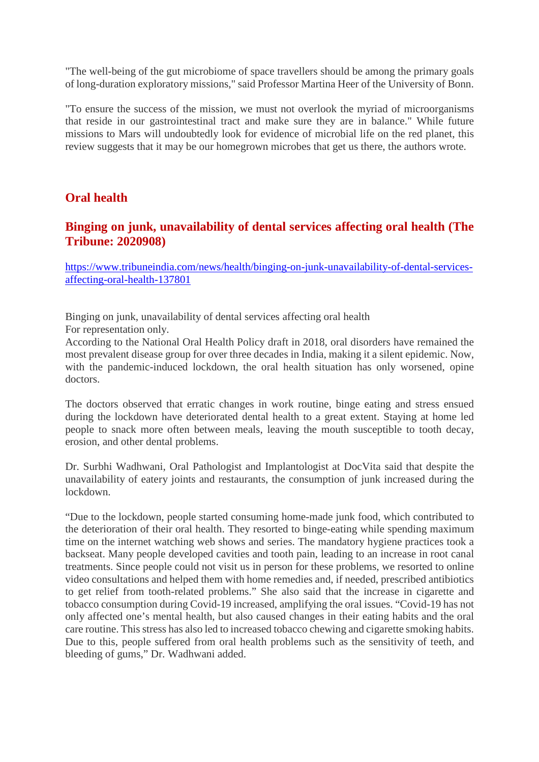"The well-being of the gut microbiome of space travellers should be among the primary goals of long-duration exploratory missions," said Professor Martina Heer of the University of Bonn.

"To ensure the success of the mission, we must not overlook the myriad of microorganisms that reside in our gastrointestinal tract and make sure they are in balance." While future missions to Mars will undoubtedly look for evidence of microbial life on the red planet, this review suggests that it may be our homegrown microbes that get us there, the authors wrote.

## Oral health

### Binging on junk, unavailability of dental services affecting oral health (The Tribune: 2020908)

https://www.tribuneindia.com/news/health/binging-on-junk-unavailability-of-dental-services-affecting-oral-health-137801

Binging on junk, unavailability of dental services affecting oral health
For representation only.
According to the National Oral Health Policy draft in 2018, oral disorders have remained the most prevalent disease group for over three decades in India, making it a silent epidemic. Now, with the pandemic-induced lockdown, the oral health situation has only worsened, opine doctors.

The doctors observed that erratic changes in work routine, binge eating and stress ensued during the lockdown have deteriorated dental health to a great extent. Staying at home led people to snack more often between meals, leaving the mouth susceptible to tooth decay, erosion, and other dental problems.

Dr. Surbhi Wadhwani, Oral Pathologist and Implantologist at DocVita said that despite the unavailability of eatery joints and restaurants, the consumption of junk increased during the lockdown.

"Due to the lockdown, people started consuming home-made junk food, which contributed to the deterioration of their oral health. They resorted to binge-eating while spending maximum time on the internet watching web shows and series. The mandatory hygiene practices took a backseat. Many people developed cavities and tooth pain, leading to an increase in root canal treatments. Since people could not visit us in person for these problems, we resorted to online video consultations and helped them with home remedies and, if needed, prescribed antibiotics to get relief from tooth-related problems." She also said that the increase in cigarette and tobacco consumption during Covid-19 increased, amplifying the oral issues. "Covid-19 has not only affected one's mental health, but also caused changes in their eating habits and the oral care routine. This stress has also led to increased tobacco chewing and cigarette smoking habits. Due to this, people suffered from oral health problems such as the sensitivity of teeth, and bleeding of gums," Dr. Wadhwani added.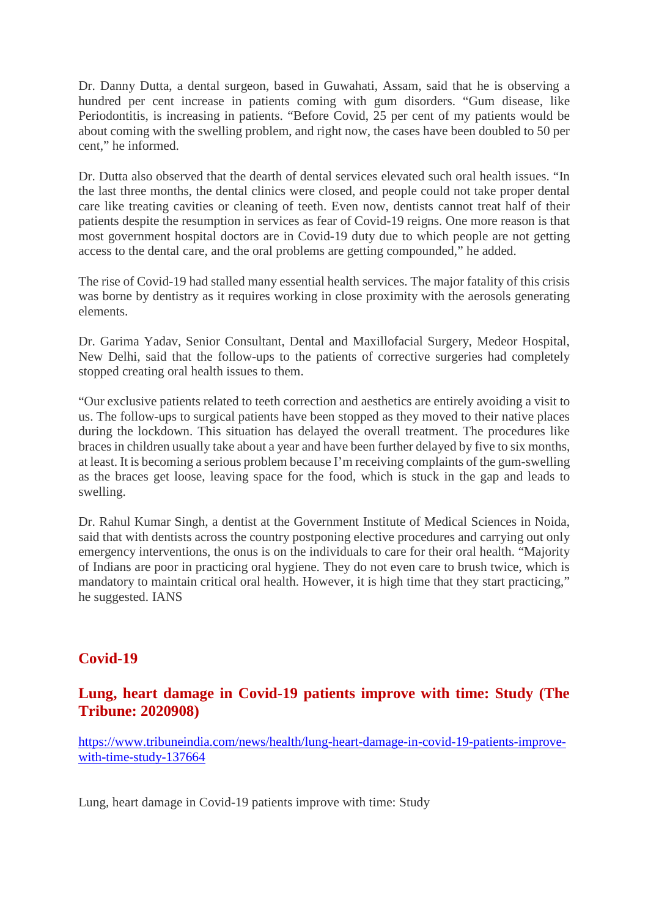Dr. Danny Dutta, a dental surgeon, based in Guwahati, Assam, said that he is observing a hundred per cent increase in patients coming with gum disorders. "Gum disease, like Periodontitis, is increasing in patients. "Before Covid, 25 per cent of my patients would be about coming with the swelling problem, and right now, the cases have been doubled to 50 per cent," he informed.

Dr. Dutta also observed that the dearth of dental services elevated such oral health issues. "In the last three months, the dental clinics were closed, and people could not take proper dental care like treating cavities or cleaning of teeth. Even now, dentists cannot treat half of their patients despite the resumption in services as fear of Covid-19 reigns. One more reason is that most government hospital doctors are in Covid-19 duty due to which people are not getting access to the dental care, and the oral problems are getting compounded," he added.

The rise of Covid-19 had stalled many essential health services. The major fatality of this crisis was borne by dentistry as it requires working in close proximity with the aerosols generating elements.

Dr. Garima Yadav, Senior Consultant, Dental and Maxillofacial Surgery, Medeor Hospital, New Delhi, said that the follow-ups to the patients of corrective surgeries had completely stopped creating oral health issues to them.

"Our exclusive patients related to teeth correction and aesthetics are entirely avoiding a visit to us. The follow-ups to surgical patients have been stopped as they moved to their native places during the lockdown. This situation has delayed the overall treatment. The procedures like braces in children usually take about a year and have been further delayed by five to six months, at least. It is becoming a serious problem because I'm receiving complaints of the gum-swelling as the braces get loose, leaving space for the food, which is stuck in the gap and leads to swelling.

Dr. Rahul Kumar Singh, a dentist at the Government Institute of Medical Sciences in Noida, said that with dentists across the country postponing elective procedures and carrying out only emergency interventions, the onus is on the individuals to care for their oral health. "Majority of Indians are poor in practicing oral hygiene. They do not even care to brush twice, which is mandatory to maintain critical oral health. However, it is high time that they start practicing," he suggested. IANS

## Covid-19

### Lung, heart damage in Covid-19 patients improve with time: Study (The Tribune: 2020908)

https://www.tribuneindia.com/news/health/lung-heart-damage-in-covid-19-patients-improve-with-time-study-137664

Lung, heart damage in Covid-19 patients improve with time: Study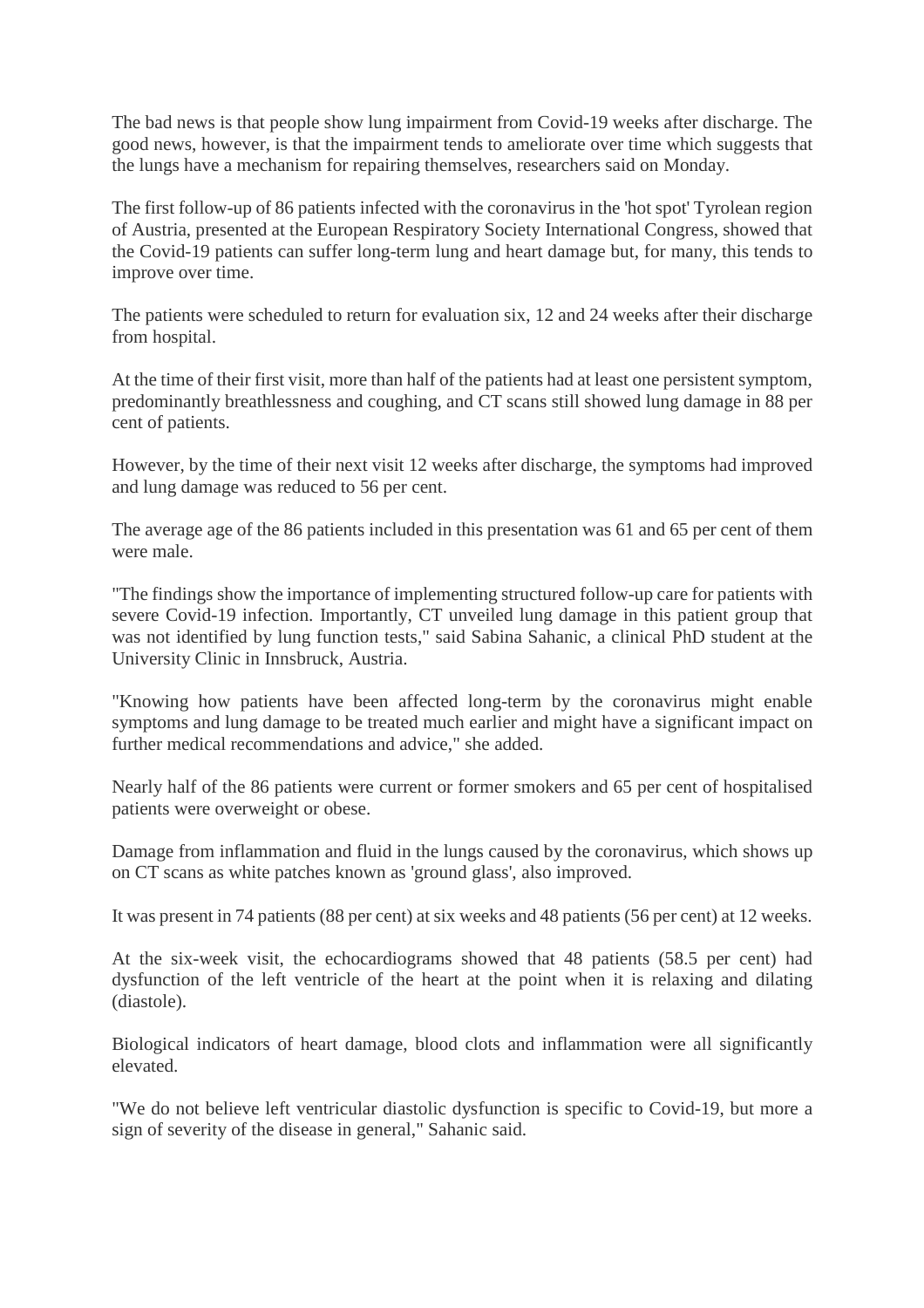The bad news is that people show lung impairment from Covid-19 weeks after discharge. The good news, however, is that the impairment tends to ameliorate over time which suggests that the lungs have a mechanism for repairing themselves, researchers said on Monday.

The first follow-up of 86 patients infected with the coronavirus in the 'hot spot' Tyrolean region of Austria, presented at the European Respiratory Society International Congress, showed that the Covid-19 patients can suffer long-term lung and heart damage but, for many, this tends to improve over time.

The patients were scheduled to return for evaluation six, 12 and 24 weeks after their discharge from hospital.

At the time of their first visit, more than half of the patients had at least one persistent symptom, predominantly breathlessness and coughing, and CT scans still showed lung damage in 88 per cent of patients.

However, by the time of their next visit 12 weeks after discharge, the symptoms had improved and lung damage was reduced to 56 per cent.

The average age of the 86 patients included in this presentation was 61 and 65 per cent of them were male.

"The findings show the importance of implementing structured follow-up care for patients with severe Covid-19 infection. Importantly, CT unveiled lung damage in this patient group that was not identified by lung function tests," said Sabina Sahanic, a clinical PhD student at the University Clinic in Innsbruck, Austria.

"Knowing how patients have been affected long-term by the coronavirus might enable symptoms and lung damage to be treated much earlier and might have a significant impact on further medical recommendations and advice," she added.

Nearly half of the 86 patients were current or former smokers and 65 per cent of hospitalised patients were overweight or obese.

Damage from inflammation and fluid in the lungs caused by the coronavirus, which shows up on CT scans as white patches known as 'ground glass', also improved.

It was present in 74 patients (88 per cent) at six weeks and 48 patients (56 per cent) at 12 weeks.

At the six-week visit, the echocardiograms showed that 48 patients (58.5 per cent) had dysfunction of the left ventricle of the heart at the point when it is relaxing and dilating (diastole).

Biological indicators of heart damage, blood clots and inflammation were all significantly elevated.

"We do not believe left ventricular diastolic dysfunction is specific to Covid-19, but more a sign of severity of the disease in general," Sahanic said.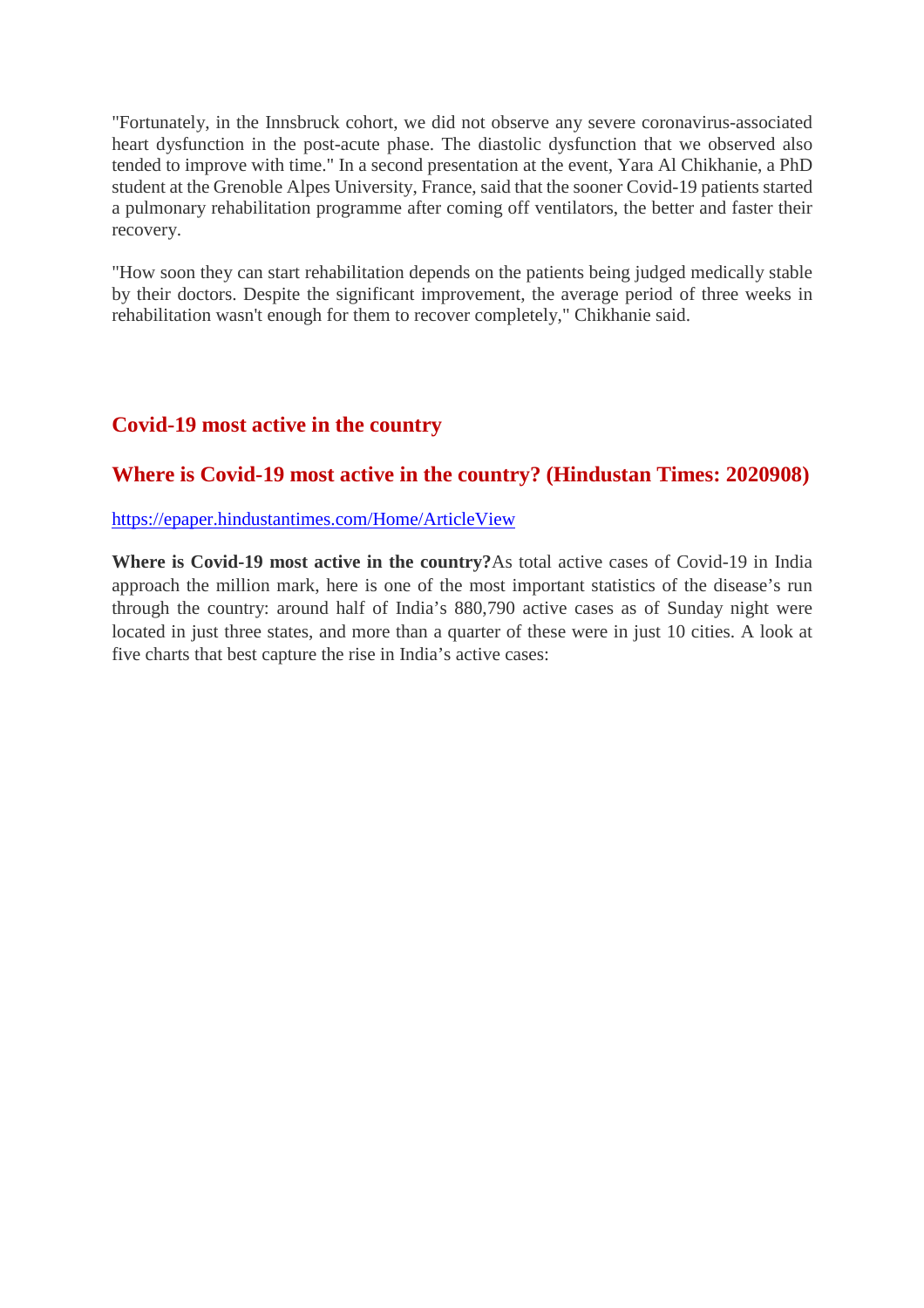"Fortunately, in the Innsbruck cohort, we did not observe any severe coronavirus-associated heart dysfunction in the post-acute phase. The diastolic dysfunction that we observed also tended to improve with time." In a second presentation at the event, Yara Al Chikhanie, a PhD student at the Grenoble Alpes University, France, said that the sooner Covid-19 patients started a pulmonary rehabilitation programme after coming off ventilators, the better and faster their recovery.

"How soon they can start rehabilitation depends on the patients being judged medically stable by their doctors. Despite the significant improvement, the average period of three weeks in rehabilitation wasn't enough for them to recover completely," Chikhanie said.

## Covid-19 most active in the country

## Where is Covid-19 most active in the country? (Hindustan Times: 2020908)

https://epaper.hindustantimes.com/Home/ArticleView

**Where is Covid-19 most active in the country?**As total active cases of Covid-19 in India approach the million mark, here is one of the most important statistics of the disease's run through the country: around half of India's 880,790 active cases as of Sunday night were located in just three states, and more than a quarter of these were in just 10 cities. A look at five charts that best capture the rise in India's active cases: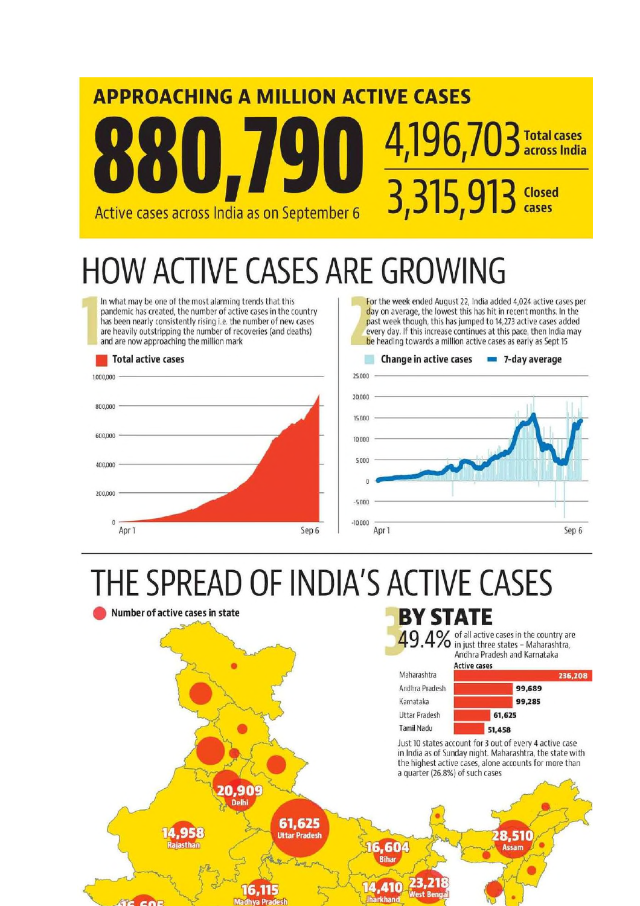# APPROACHING A MILLION ACTIVE CASES

**880,790**
Active cases across India as on September 6

**4,196,703** Total cases across India

**3,315,913** Closed cases

# HOW ACTIVE CASES ARE GROWING

**1** In what may be one of the most alarming trends that this pandemic has created, the number of active cases in the country has been nearly consistently rising i.e. the number of new cases are heavily outstripping the number of recoveries (and deaths) and are now approaching the million mark

Total active cases

**2** For the week ended August 22, India added 4,024 active cases per day on average, the lowest this has hit in recent months. In the past week though, this has jumped to 14,273 active cases added every day. If this increase continues at this pace, then India may be heading towards a million active cases as early as Sept 15

Change in active cases — 7-day average

# THE SPREAD OF INDIA'S ACTIVE CASES

Number of active cases in state

## 3 BY STATE

**49.4%** of all active cases in the country are in just three states – Maharashtra, Andhra Pradesh and Karnataka

| State | Active cases |
|---|---|
| Maharashtra | 236,208 |
| Andhra Pradesh | 99,689 |
| Karnataka | 99,285 |
| Uttar Pradesh | 61,625 |
| Tamil Nadu | 51,458 |

Just 10 states account for 3 out of every 4 active case in India as of Sunday night. Maharashtra, the state with the highest active cases, alone accounts for more than a quarter (26.8%) of such cases

20,909 Delhi
14,958 Rajasthan
61,625 Uttar Pradesh
16,604 Bihar
28,510 Assam
16,115 Madhya Pradesh
14,410 Jharkhand
23,218 West Bengal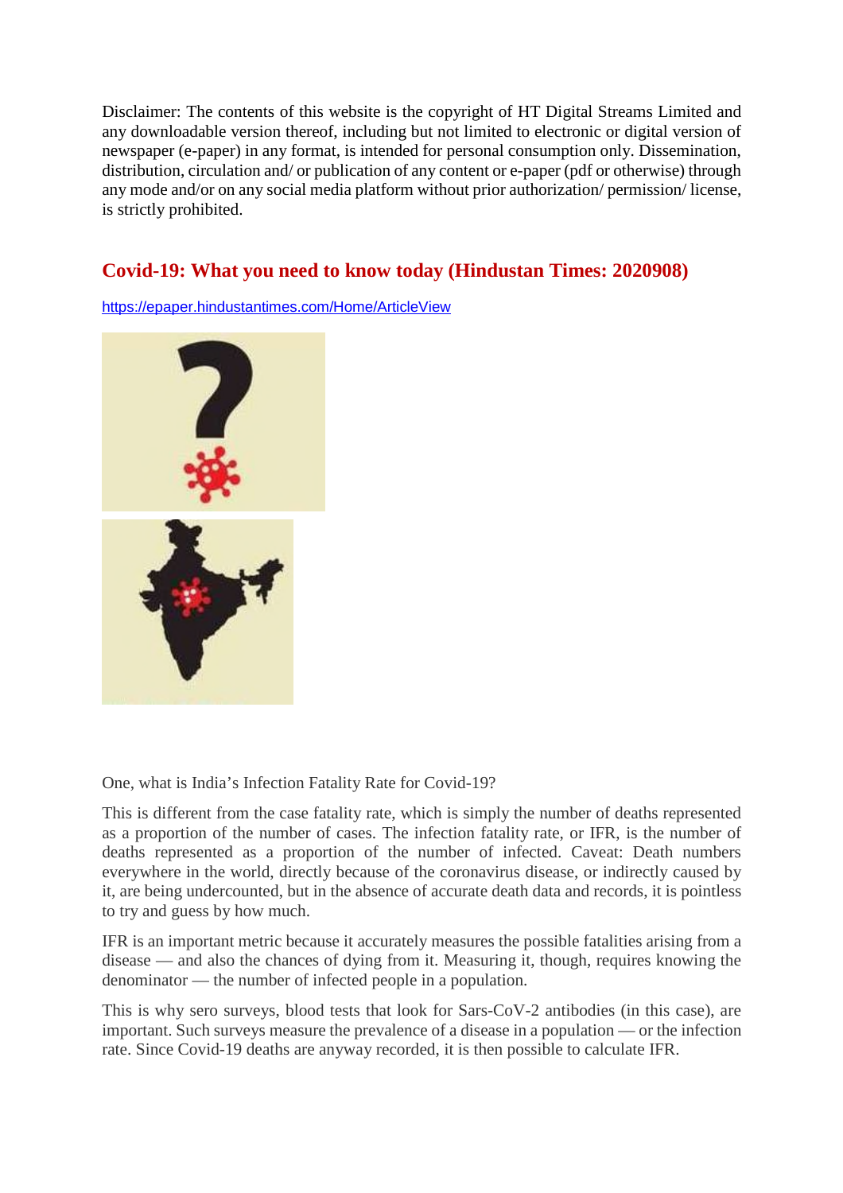Disclaimer: The contents of this website is the copyright of HT Digital Streams Limited and any downloadable version thereof, including but not limited to electronic or digital version of newspaper (e-paper) in any format, is intended for personal consumption only. Dissemination, distribution, circulation and/ or publication of any content or e-paper (pdf or otherwise) through any mode and/or on any social media platform without prior authorization/ permission/ license, is strictly prohibited.

## Covid-19: What you need to know today (Hindustan Times: 2020908)

https://epaper.hindustantimes.com/Home/ArticleView

One, what is India's Infection Fatality Rate for Covid-19?

This is different from the case fatality rate, which is simply the number of deaths represented as a proportion of the number of cases. The infection fatality rate, or IFR, is the number of deaths represented as a proportion of the number of infected. Caveat: Death numbers everywhere in the world, directly because of the coronavirus disease, or indirectly caused by it, are being undercounted, but in the absence of accurate death data and records, it is pointless to try and guess by how much.

IFR is an important metric because it accurately measures the possible fatalities arising from a disease — and also the chances of dying from it. Measuring it, though, requires knowing the denominator — the number of infected people in a population.

This is why sero surveys, blood tests that look for Sars-CoV-2 antibodies (in this case), are important. Such surveys measure the prevalence of a disease in a population — or the infection rate. Since Covid-19 deaths are anyway recorded, it is then possible to calculate IFR.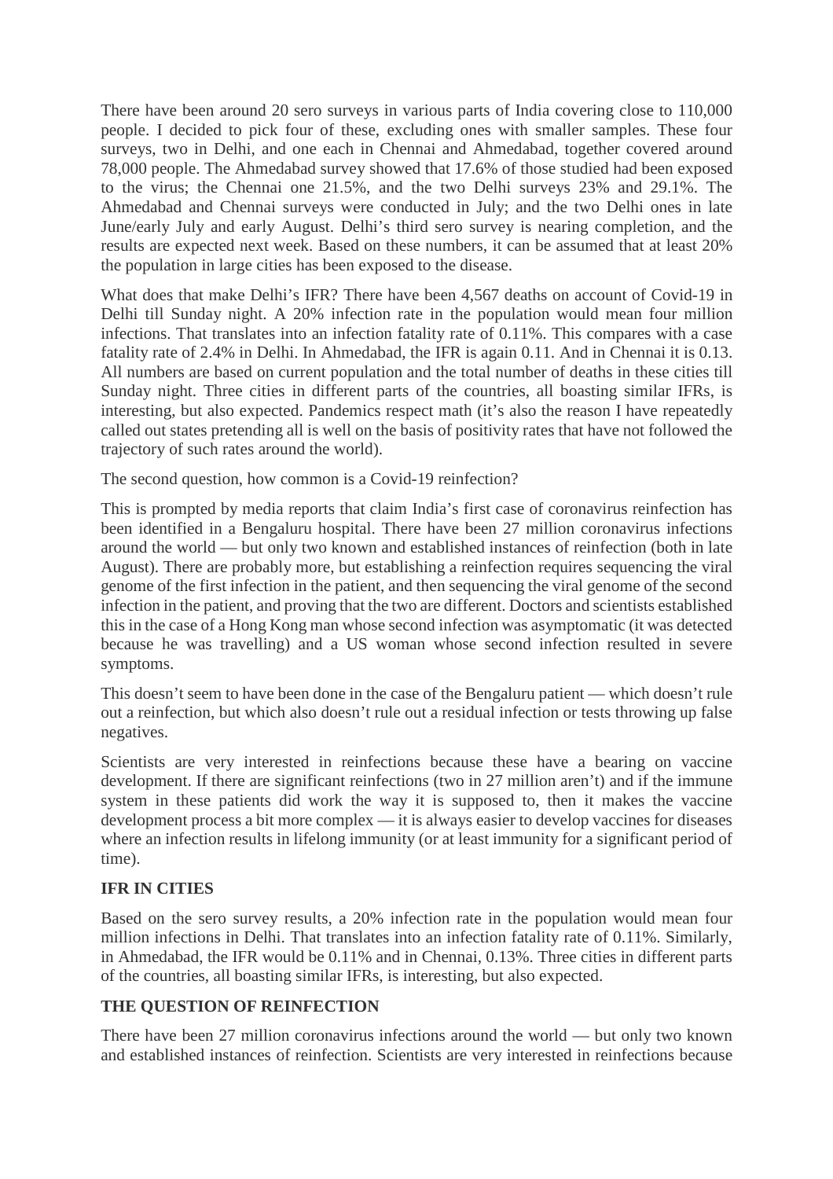There have been around 20 sero surveys in various parts of India covering close to 110,000 people. I decided to pick four of these, excluding ones with smaller samples. These four surveys, two in Delhi, and one each in Chennai and Ahmedabad, together covered around 78,000 people. The Ahmedabad survey showed that 17.6% of those studied had been exposed to the virus; the Chennai one 21.5%, and the two Delhi surveys 23% and 29.1%. The Ahmedabad and Chennai surveys were conducted in July; and the two Delhi ones in late June/early July and early August. Delhi's third sero survey is nearing completion, and the results are expected next week. Based on these numbers, it can be assumed that at least 20% the population in large cities has been exposed to the disease.

What does that make Delhi's IFR? There have been 4,567 deaths on account of Covid-19 in Delhi till Sunday night. A 20% infection rate in the population would mean four million infections. That translates into an infection fatality rate of 0.11%. This compares with a case fatality rate of 2.4% in Delhi. In Ahmedabad, the IFR is again 0.11. And in Chennai it is 0.13. All numbers are based on current population and the total number of deaths in these cities till Sunday night. Three cities in different parts of the countries, all boasting similar IFRs, is interesting, but also expected. Pandemics respect math (it's also the reason I have repeatedly called out states pretending all is well on the basis of positivity rates that have not followed the trajectory of such rates around the world).

The second question, how common is a Covid-19 reinfection?

This is prompted by media reports that claim India's first case of coronavirus reinfection has been identified in a Bengaluru hospital. There have been 27 million coronavirus infections around the world — but only two known and established instances of reinfection (both in late August). There are probably more, but establishing a reinfection requires sequencing the viral genome of the first infection in the patient, and then sequencing the viral genome of the second infection in the patient, and proving that the two are different. Doctors and scientists established this in the case of a Hong Kong man whose second infection was asymptomatic (it was detected because he was travelling) and a US woman whose second infection resulted in severe symptoms.

This doesn't seem to have been done in the case of the Bengaluru patient — which doesn't rule out a reinfection, but which also doesn't rule out a residual infection or tests throwing up false negatives.

Scientists are very interested in reinfections because these have a bearing on vaccine development. If there are significant reinfections (two in 27 million aren't) and if the immune system in these patients did work the way it is supposed to, then it makes the vaccine development process a bit more complex — it is always easier to develop vaccines for diseases where an infection results in lifelong immunity (or at least immunity for a significant period of time).

**IFR IN CITIES**

Based on the sero survey results, a 20% infection rate in the population would mean four million infections in Delhi. That translates into an infection fatality rate of 0.11%. Similarly, in Ahmedabad, the IFR would be 0.11% and in Chennai, 0.13%. Three cities in different parts of the countries, all boasting similar IFRs, is interesting, but also expected.

**THE QUESTION OF REINFECTION**

There have been 27 million coronavirus infections around the world — but only two known and established instances of reinfection. Scientists are very interested in reinfections because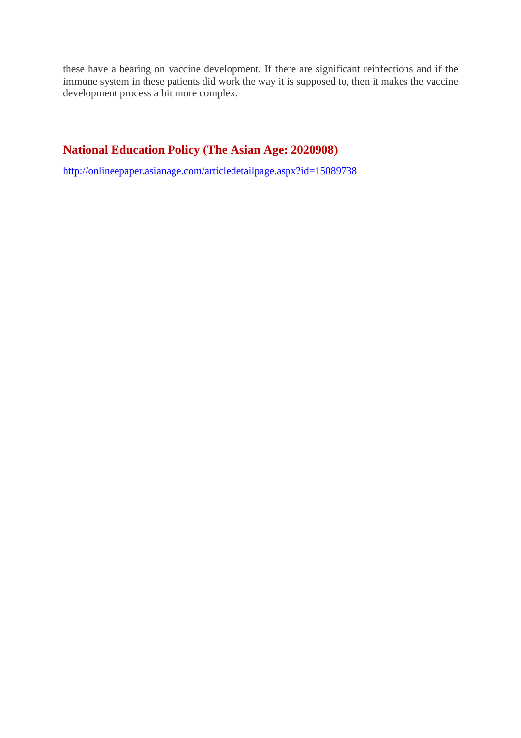these have a bearing on vaccine development. If there are significant reinfections and if the immune system in these patients did work the way it is supposed to, then it makes the vaccine development process a bit more complex.

## National Education Policy (The Asian Age: 2020908)

http://onlineepaper.asianage.com/articledetailpage.aspx?id=15089738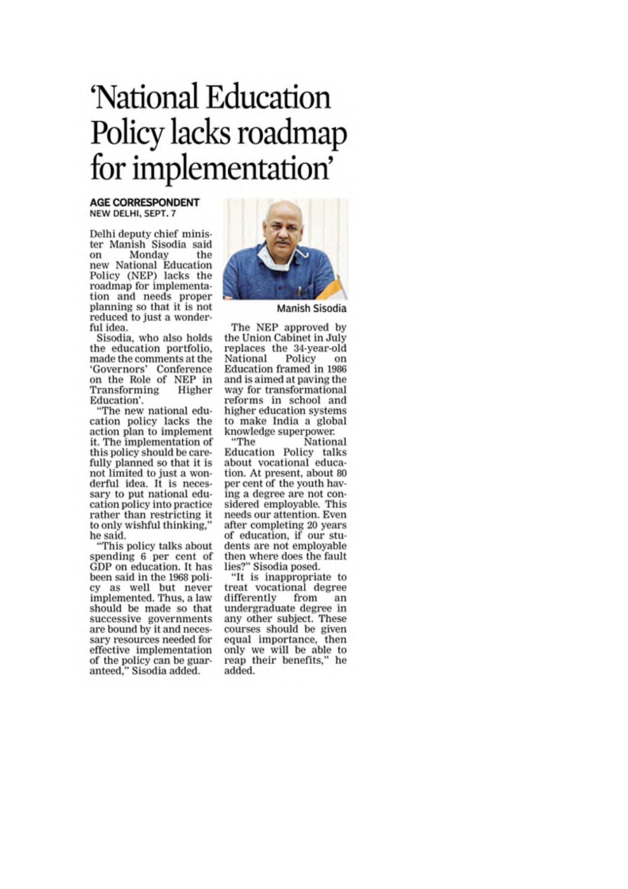# 'National Education Policy lacks roadmap for implementation'

**AGE CORRESPONDENT**
NEW DELHI, SEPT. 7

Delhi deputy chief minister Manish Sisodia said on Monday the new National Education Policy (NEP) lacks the roadmap for implementation and needs proper planning so that it is not reduced to just a wonderful idea.

Sisodia, who also holds the education portfolio, made the comments at the 'Governors' Conference on the Role of NEP in Transforming Higher Education'.

"The new national education policy lacks the action plan to implement it. The implementation of this policy should be carefully planned so that it is not limited to just a wonderful idea. It is necessary to put national education policy into practice rather than restricting it to only wishful thinking," he said.

"This policy talks about spending 6 per cent of GDP on education. It has been said in the 1968 policy as well but never implemented. Thus, a law should be made so that successive governments are bound by it and necessary resources needed for effective implementation of the policy can be guaranteed," Sisodia added.

Manish Sisodia

The NEP approved by the Union Cabinet in July replaces the 34-year-old National Policy on Education framed in 1986 and is aimed at paving the way for transformational reforms in school and higher education systems to make India a global knowledge superpower.

"The National Education Policy talks about vocational education. At present, about 80 per cent of the youth having a degree are not considered employable. This needs our attention. Even after completing 20 years of education, if our students are not employable then where does the fault lies?" Sisodia posed.

"It is inappropriate to treat vocational degree differently from an undergraduate degree in any other subject. These courses should be given equal importance, then only we will be able to reap their benefits," he added.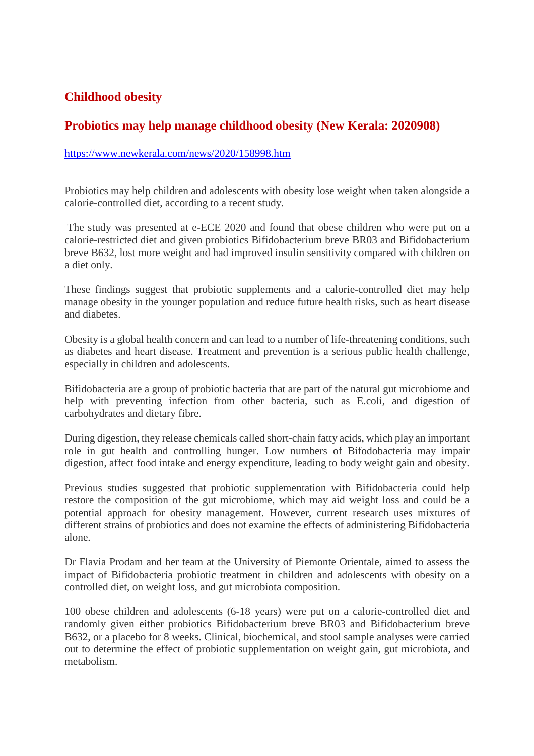## Childhood obesity

### Probiotics may help manage childhood obesity (New Kerala: 2020908)

https://www.newkerala.com/news/2020/158998.htm

Probiotics may help children and adolescents with obesity lose weight when taken alongside a calorie-controlled diet, according to a recent study.

The study was presented at e-ECE 2020 and found that obese children who were put on a calorie-restricted diet and given probiotics Bifidobacterium breve BR03 and Bifidobacterium breve B632, lost more weight and had improved insulin sensitivity compared with children on a diet only.

These findings suggest that probiotic supplements and a calorie-controlled diet may help manage obesity in the younger population and reduce future health risks, such as heart disease and diabetes.

Obesity is a global health concern and can lead to a number of life-threatening conditions, such as diabetes and heart disease. Treatment and prevention is a serious public health challenge, especially in children and adolescents.

Bifidobacteria are a group of probiotic bacteria that are part of the natural gut microbiome and help with preventing infection from other bacteria, such as E.coli, and digestion of carbohydrates and dietary fibre.

During digestion, they release chemicals called short-chain fatty acids, which play an important role in gut health and controlling hunger. Low numbers of Bifodobacteria may impair digestion, affect food intake and energy expenditure, leading to body weight gain and obesity.

Previous studies suggested that probiotic supplementation with Bifidobacteria could help restore the composition of the gut microbiome, which may aid weight loss and could be a potential approach for obesity management. However, current research uses mixtures of different strains of probiotics and does not examine the effects of administering Bifidobacteria alone.

Dr Flavia Prodam and her team at the University of Piemonte Orientale, aimed to assess the impact of Bifidobacteria probiotic treatment in children and adolescents with obesity on a controlled diet, on weight loss, and gut microbiota composition.

100 obese children and adolescents (6-18 years) were put on a calorie-controlled diet and randomly given either probiotics Bifidobacterium breve BR03 and Bifidobacterium breve B632, or a placebo for 8 weeks. Clinical, biochemical, and stool sample analyses were carried out to determine the effect of probiotic supplementation on weight gain, gut microbiota, and metabolism.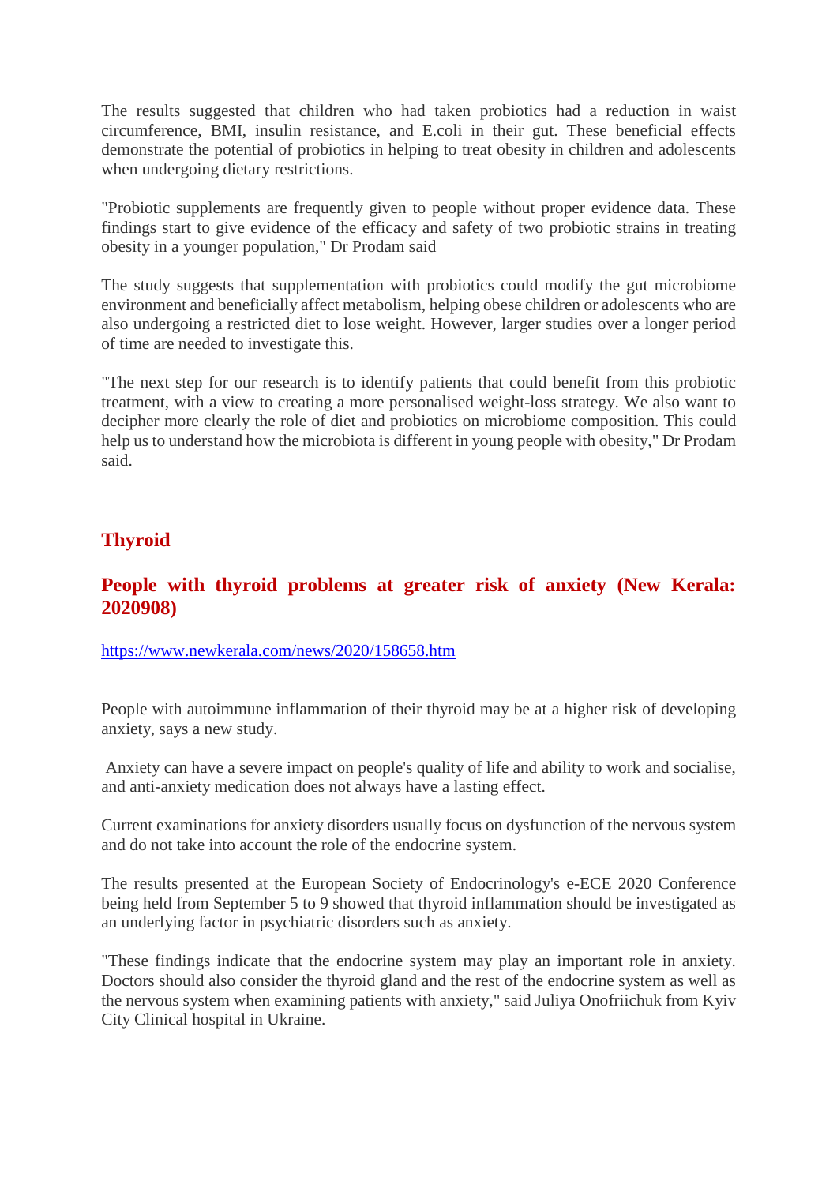The results suggested that children who had taken probiotics had a reduction in waist circumference, BMI, insulin resistance, and E.coli in their gut. These beneficial effects demonstrate the potential of probiotics in helping to treat obesity in children and adolescents when undergoing dietary restrictions.

"Probiotic supplements are frequently given to people without proper evidence data. These findings start to give evidence of the efficacy and safety of two probiotic strains in treating obesity in a younger population," Dr Prodam said

The study suggests that supplementation with probiotics could modify the gut microbiome environment and beneficially affect metabolism, helping obese children or adolescents who are also undergoing a restricted diet to lose weight. However, larger studies over a longer period of time are needed to investigate this.

"The next step for our research is to identify patients that could benefit from this probiotic treatment, with a view to creating a more personalised weight-loss strategy. We also want to decipher more clearly the role of diet and probiotics on microbiome composition. This could help us to understand how the microbiota is different in young people with obesity," Dr Prodam said.

## Thyroid

### People with thyroid problems at greater risk of anxiety (New Kerala: 2020908)

https://www.newkerala.com/news/2020/158658.htm

People with autoimmune inflammation of their thyroid may be at a higher risk of developing anxiety, says a new study.

Anxiety can have a severe impact on people's quality of life and ability to work and socialise, and anti-anxiety medication does not always have a lasting effect.

Current examinations for anxiety disorders usually focus on dysfunction of the nervous system and do not take into account the role of the endocrine system.

The results presented at the European Society of Endocrinology's e-ECE 2020 Conference being held from September 5 to 9 showed that thyroid inflammation should be investigated as an underlying factor in psychiatric disorders such as anxiety.

"These findings indicate that the endocrine system may play an important role in anxiety. Doctors should also consider the thyroid gland and the rest of the endocrine system as well as the nervous system when examining patients with anxiety," said Juliya Onofriichuk from Kyiv City Clinical hospital in Ukraine.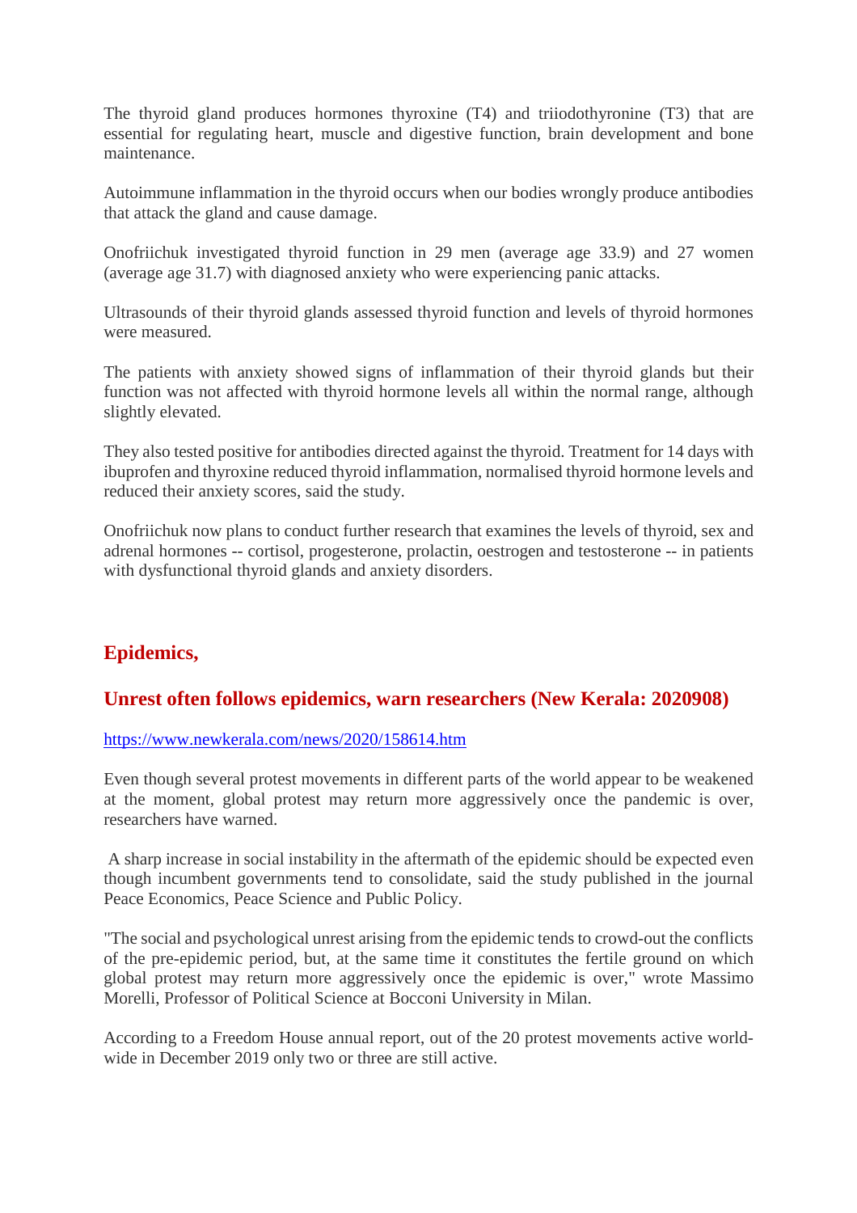The thyroid gland produces hormones thyroxine (T4) and triiodothyronine (T3) that are essential for regulating heart, muscle and digestive function, brain development and bone maintenance.

Autoimmune inflammation in the thyroid occurs when our bodies wrongly produce antibodies that attack the gland and cause damage.

Onofriichuk investigated thyroid function in 29 men (average age 33.9) and 27 women (average age 31.7) with diagnosed anxiety who were experiencing panic attacks.

Ultrasounds of their thyroid glands assessed thyroid function and levels of thyroid hormones were measured.

The patients with anxiety showed signs of inflammation of their thyroid glands but their function was not affected with thyroid hormone levels all within the normal range, although slightly elevated.

They also tested positive for antibodies directed against the thyroid. Treatment for 14 days with ibuprofen and thyroxine reduced thyroid inflammation, normalised thyroid hormone levels and reduced their anxiety scores, said the study.

Onofriichuk now plans to conduct further research that examines the levels of thyroid, sex and adrenal hormones -- cortisol, progesterone, prolactin, oestrogen and testosterone -- in patients with dysfunctional thyroid glands and anxiety disorders.

## Epidemics,

## Unrest often follows epidemics, warn researchers (New Kerala: 2020908)

https://www.newkerala.com/news/2020/158614.htm

Even though several protest movements in different parts of the world appear to be weakened at the moment, global protest may return more aggressively once the pandemic is over, researchers have warned.

A sharp increase in social instability in the aftermath of the epidemic should be expected even though incumbent governments tend to consolidate, said the study published in the journal Peace Economics, Peace Science and Public Policy.

"The social and psychological unrest arising from the epidemic tends to crowd-out the conflicts of the pre-epidemic period, but, at the same time it constitutes the fertile ground on which global protest may return more aggressively once the epidemic is over," wrote Massimo Morelli, Professor of Political Science at Bocconi University in Milan.

According to a Freedom House annual report, out of the 20 protest movements active world-wide in December 2019 only two or three are still active.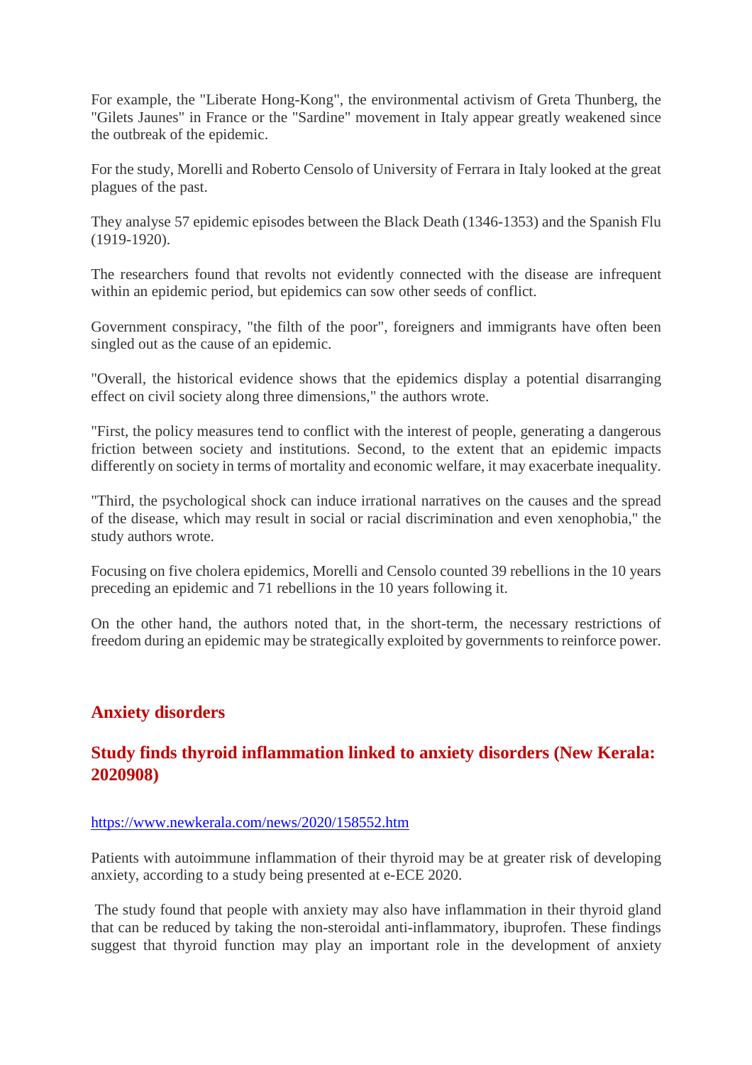For example, the "Liberate Hong-Kong", the environmental activism of Greta Thunberg, the "Gilets Jaunes" in France or the "Sardine" movement in Italy appear greatly weakened since the outbreak of the epidemic.

For the study, Morelli and Roberto Censolo of University of Ferrara in Italy looked at the great plagues of the past.

They analyse 57 epidemic episodes between the Black Death (1346-1353) and the Spanish Flu (1919-1920).

The researchers found that revolts not evidently connected with the disease are infrequent within an epidemic period, but epidemics can sow other seeds of conflict.

Government conspiracy, "the filth of the poor", foreigners and immigrants have often been singled out as the cause of an epidemic.

"Overall, the historical evidence shows that the epidemics display a potential disarranging effect on civil society along three dimensions," the authors wrote.

"First, the policy measures tend to conflict with the interest of people, generating a dangerous friction between society and institutions. Second, to the extent that an epidemic impacts differently on society in terms of mortality and economic welfare, it may exacerbate inequality.

"Third, the psychological shock can induce irrational narratives on the causes and the spread of the disease, which may result in social or racial discrimination and even xenophobia," the study authors wrote.

Focusing on five cholera epidemics, Morelli and Censolo counted 39 rebellions in the 10 years preceding an epidemic and 71 rebellions in the 10 years following it.

On the other hand, the authors noted that, in the short-term, the necessary restrictions of freedom during an epidemic may be strategically exploited by governments to reinforce power.

## Anxiety disorders

## Study finds thyroid inflammation linked to anxiety disorders (New Kerala: 2020908)

https://www.newkerala.com/news/2020/158552.htm

Patients with autoimmune inflammation of their thyroid may be at greater risk of developing anxiety, according to a study being presented at e-ECE 2020.

The study found that people with anxiety may also have inflammation in their thyroid gland that can be reduced by taking the non-steroidal anti-inflammatory, ibuprofen. These findings suggest that thyroid function may play an important role in the development of anxiety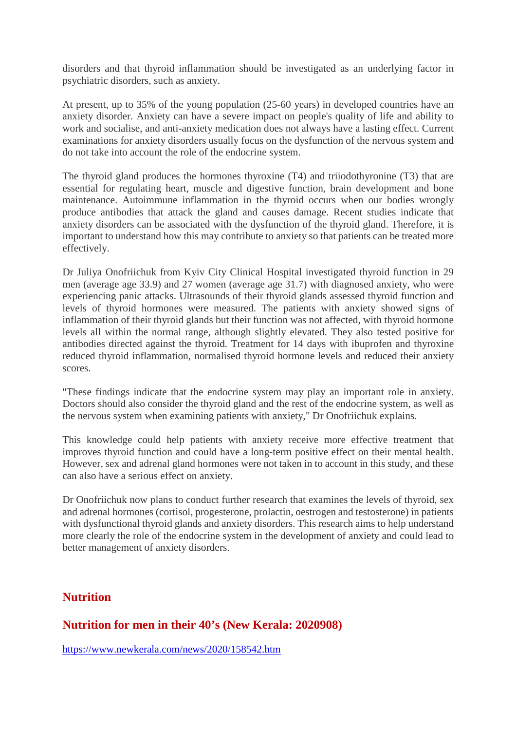disorders and that thyroid inflammation should be investigated as an underlying factor in psychiatric disorders, such as anxiety.

At present, up to 35% of the young population (25-60 years) in developed countries have an anxiety disorder. Anxiety can have a severe impact on people's quality of life and ability to work and socialise, and anti-anxiety medication does not always have a lasting effect. Current examinations for anxiety disorders usually focus on the dysfunction of the nervous system and do not take into account the role of the endocrine system.

The thyroid gland produces the hormones thyroxine (T4) and triiodothyronine (T3) that are essential for regulating heart, muscle and digestive function, brain development and bone maintenance. Autoimmune inflammation in the thyroid occurs when our bodies wrongly produce antibodies that attack the gland and causes damage. Recent studies indicate that anxiety disorders can be associated with the dysfunction of the thyroid gland. Therefore, it is important to understand how this may contribute to anxiety so that patients can be treated more effectively.

Dr Juliya Onofriichuk from Kyiv City Clinical Hospital investigated thyroid function in 29 men (average age 33.9) and 27 women (average age 31.7) with diagnosed anxiety, who were experiencing panic attacks. Ultrasounds of their thyroid glands assessed thyroid function and levels of thyroid hormones were measured. The patients with anxiety showed signs of inflammation of their thyroid glands but their function was not affected, with thyroid hormone levels all within the normal range, although slightly elevated. They also tested positive for antibodies directed against the thyroid. Treatment for 14 days with ibuprofen and thyroxine reduced thyroid inflammation, normalised thyroid hormone levels and reduced their anxiety scores.

"These findings indicate that the endocrine system may play an important role in anxiety. Doctors should also consider the thyroid gland and the rest of the endocrine system, as well as the nervous system when examining patients with anxiety," Dr Onofriichuk explains.

This knowledge could help patients with anxiety receive more effective treatment that improves thyroid function and could have a long-term positive effect on their mental health. However, sex and adrenal gland hormones were not taken in to account in this study, and these can also have a serious effect on anxiety.

Dr Onofriichuk now plans to conduct further research that examines the levels of thyroid, sex and adrenal hormones (cortisol, progesterone, prolactin, oestrogen and testosterone) in patients with dysfunctional thyroid glands and anxiety disorders. This research aims to help understand more clearly the role of the endocrine system in the development of anxiety and could lead to better management of anxiety disorders.

## Nutrition

### Nutrition for men in their 40’s (New Kerala: 2020908)

https://www.newkerala.com/news/2020/158542.htm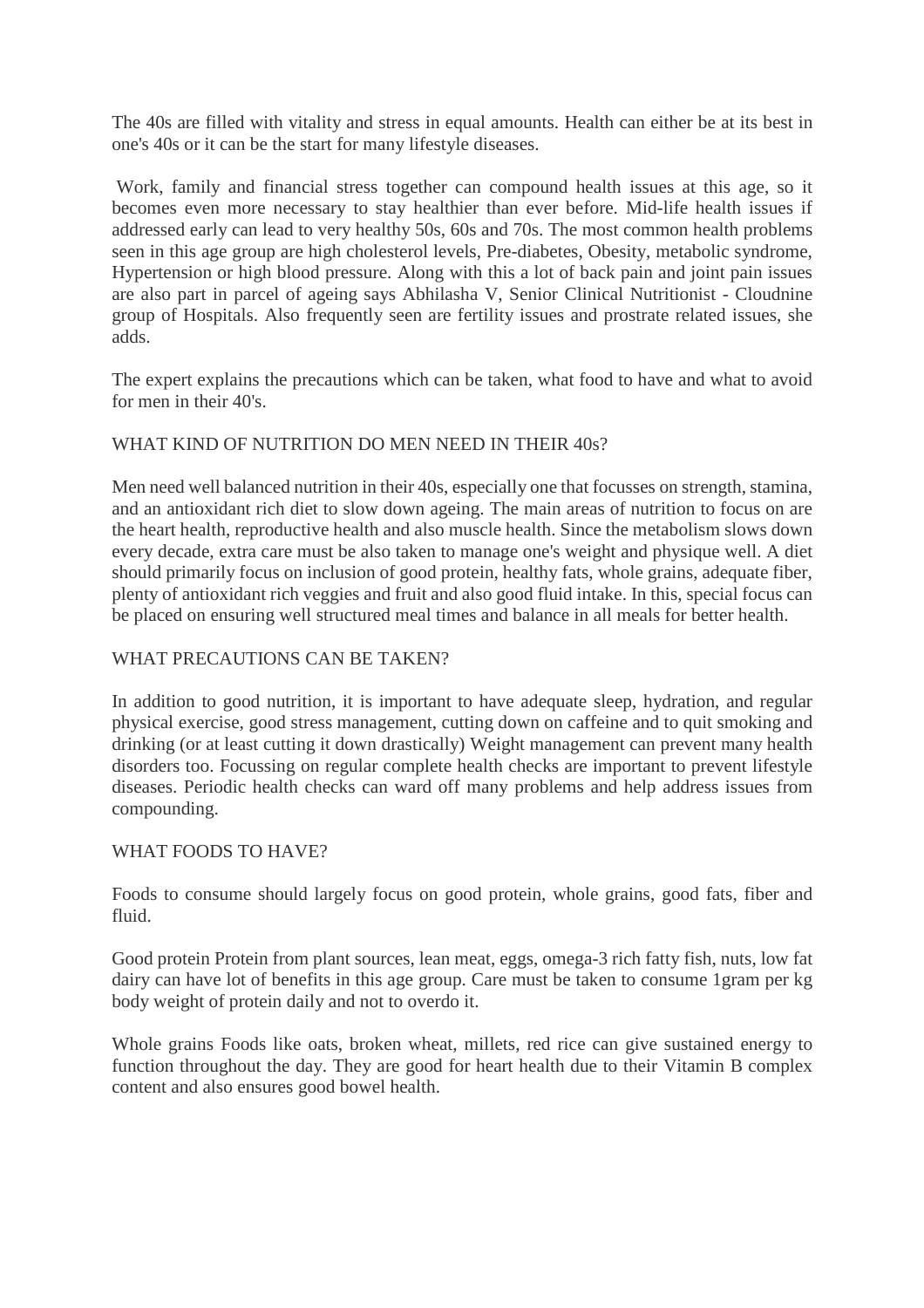The 40s are filled with vitality and stress in equal amounts. Health can either be at its best in one's 40s or it can be the start for many lifestyle diseases.

Work, family and financial stress together can compound health issues at this age, so it becomes even more necessary to stay healthier than ever before. Mid-life health issues if addressed early can lead to very healthy 50s, 60s and 70s. The most common health problems seen in this age group are high cholesterol levels, Pre-diabetes, Obesity, metabolic syndrome, Hypertension or high blood pressure. Along with this a lot of back pain and joint pain issues are also part in parcel of ageing says Abhilasha V, Senior Clinical Nutritionist - Cloudnine group of Hospitals. Also frequently seen are fertility issues and prostrate related issues, she adds.

The expert explains the precautions which can be taken, what food to have and what to avoid for men in their 40's.

## WHAT KIND OF NUTRITION DO MEN NEED IN THEIR 40s?

Men need well balanced nutrition in their 40s, especially one that focusses on strength, stamina, and an antioxidant rich diet to slow down ageing. The main areas of nutrition to focus on are the heart health, reproductive health and also muscle health. Since the metabolism slows down every decade, extra care must be also taken to manage one's weight and physique well. A diet should primarily focus on inclusion of good protein, healthy fats, whole grains, adequate fiber, plenty of antioxidant rich veggies and fruit and also good fluid intake. In this, special focus can be placed on ensuring well structured meal times and balance in all meals for better health.

## WHAT PRECAUTIONS CAN BE TAKEN?

In addition to good nutrition, it is important to have adequate sleep, hydration, and regular physical exercise, good stress management, cutting down on caffeine and to quit smoking and drinking (or at least cutting it down drastically) Weight management can prevent many health disorders too. Focussing on regular complete health checks are important to prevent lifestyle diseases. Periodic health checks can ward off many problems and help address issues from compounding.

## WHAT FOODS TO HAVE?

Foods to consume should largely focus on good protein, whole grains, good fats, fiber and fluid.

Good protein Protein from plant sources, lean meat, eggs, omega-3 rich fatty fish, nuts, low fat dairy can have lot of benefits in this age group. Care must be taken to consume 1gram per kg body weight of protein daily and not to overdo it.

Whole grains Foods like oats, broken wheat, millets, red rice can give sustained energy to function throughout the day. They are good for heart health due to their Vitamin B complex content and also ensures good bowel health.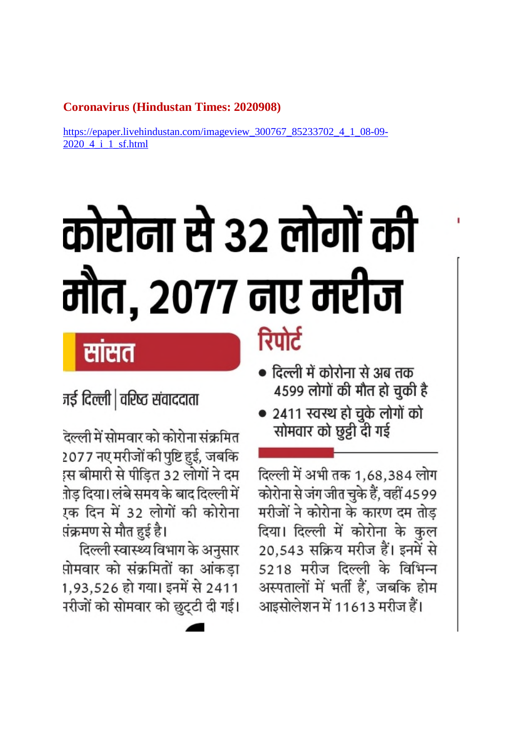**Coronavirus (Hindustan Times: 2020908)**

https://epaper.livehindustan.com/imageview_300767_85233702_4_1_08-09-2020_4_i_1_sf.html

# कोरोना से 32 लोगों की मौत, 2077 नए मरीज

## सांसत

नई दिल्ली | वरिष्ठ संवाददाता

दिल्ली में सोमवार को कोरोना संक्रमित 2077 नए मरीजों की पुष्टि हुई, जबकि इस बीमारी से पीड़ित 32 लोगों ने दम तोड़ दिया। लंबे समय के बाद दिल्ली में एक दिन में 32 लोगों की कोरोना संक्रमण से मौत हुई है।

दिल्ली स्वास्थ्य विभाग के अनुसार सोमवार को संक्रमितों का आंकड़ा 1,93,526 हो गया। इनमें से 2411 मरीजों को सोमवार को छुट्टी दी गई।

## रिपोर्ट

- दिल्ली में कोरोना से अब तक 4599 लोगों की मौत हो चुकी है
- 2411 स्वस्थ हो चुके लोगों को सोमवार को छुट्टी दी गई

दिल्ली में अभी तक 1,68,384 लोग कोरोना से जंग जीत चुके हैं, वहीं 4599 मरीजों ने कोरोना के कारण दम तोड़ दिया। दिल्ली में कोरोना के कुल 20,543 सक्रिय मरीज हैं। इनमें से 5218 मरीज दिल्ली के विभिन्न अस्पतालों में भर्ती हैं, जबकि होम आइसोलेशन में 11613 मरीज हैं।